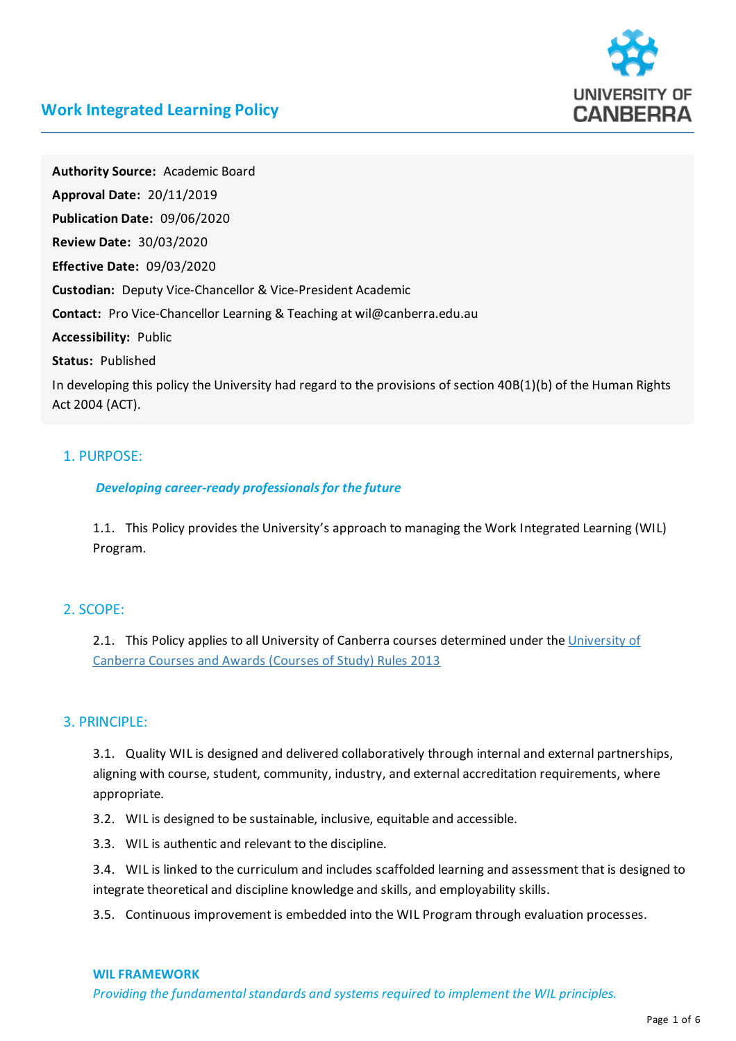# Work Integrated Learning Policy

**Authority Source:** Academic Board

**Approval Date:** 20/11/2019

**Publication Date:** 09/06/2020

**Review Date:** 30/03/2020

**Effective Date:** 09/03/2020

**Custodian:** Deputy Vice-Chancellor & Vice-President Academic

**Contact:** Pro Vice-Chancellor Learning & Teaching at wil@canberra.edu.au

**Accessibility:** Public

**Status:** Published

In developing this policy the University had regard to the provisions of section 40B(1)(b) of the Human Rights Act 2004 (ACT).

## 1. PURPOSE:

***Developing career-ready professionals for the future***

1.1. This Policy provides the University's approach to managing the Work Integrated Learning (WIL) Program.

## 2. SCOPE:

2.1. This Policy applies to all University of Canberra courses determined under the University of Canberra Courses and Awards (Courses of Study) Rules 2013

## 3. PRINCIPLE:

3.1. Quality WIL is designed and delivered collaboratively through internal and external partnerships, aligning with course, student, community, industry, and external accreditation requirements, where appropriate.

3.2. WIL is designed to be sustainable, inclusive, equitable and accessible.

3.3. WIL is authentic and relevant to the discipline.

3.4. WIL is linked to the curriculum and includes scaffolded learning and assessment that is designed to integrate theoretical and discipline knowledge and skills, and employability skills.

3.5. Continuous improvement is embedded into the WIL Program through evaluation processes.

**WIL FRAMEWORK**

*Providing the fundamental standards and systems required to implement the WIL principles.*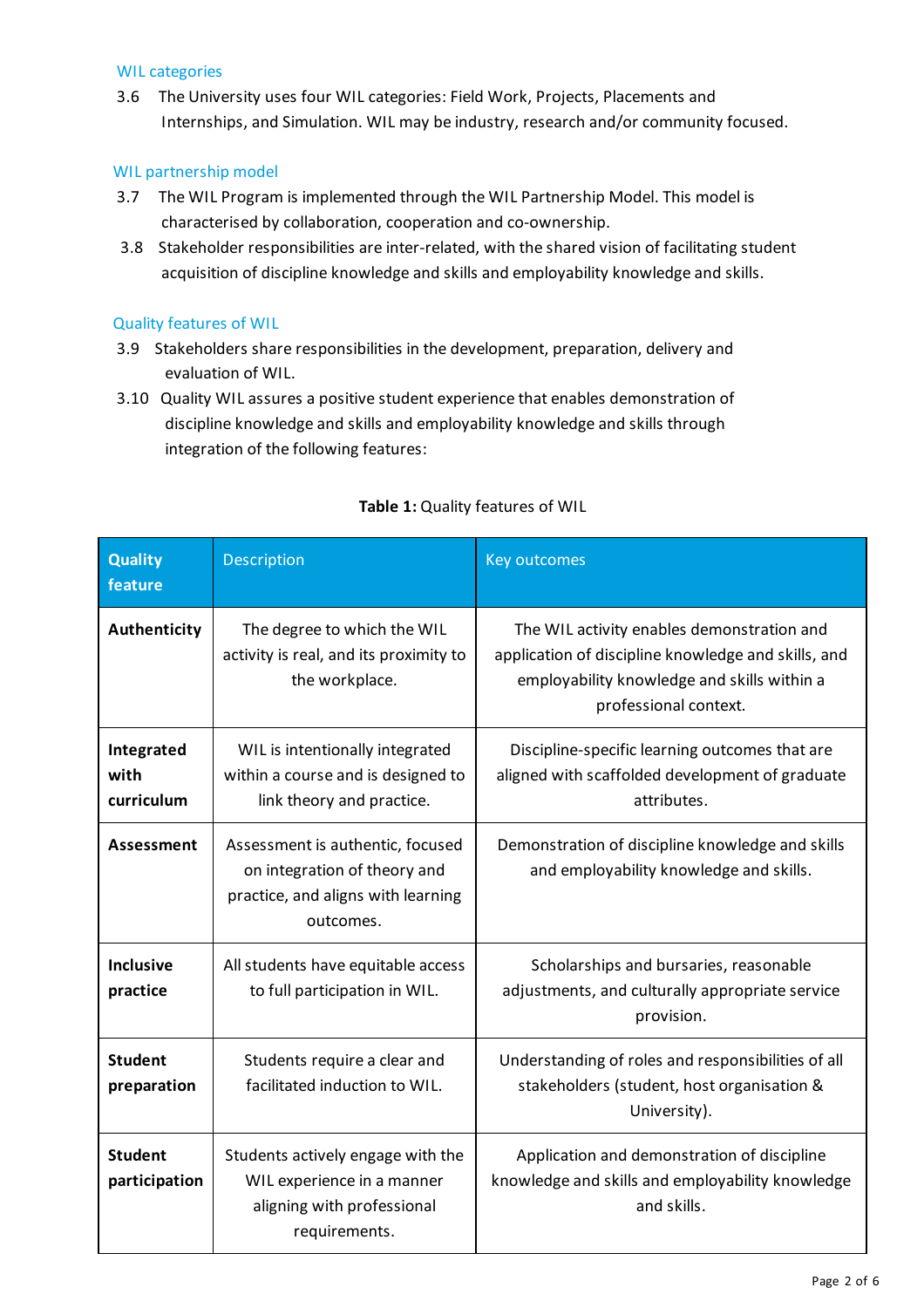### WIL categories

3.6 The University uses four WIL categories: Field Work, Projects, Placements and Internships, and Simulation. WIL may be industry, research and/or community focused.

### WIL partnership model

3.7 The WIL Program is implemented through the WIL Partnership Model. This model is characterised by collaboration, cooperation and co-ownership.

3.8 Stakeholder responsibilities are inter-related, with the shared vision of facilitating student acquisition of discipline knowledge and skills and employability knowledge and skills.

### Quality features of WIL

3.9 Stakeholders share responsibilities in the development, preparation, delivery and evaluation of WIL.

3.10 Quality WIL assures a positive student experience that enables demonstration of discipline knowledge and skills and employability knowledge and skills through integration of the following features:

**Table 1:** Quality features of WIL

| Quality feature | Description | Key outcomes |
|---|---|---|
| **Authenticity** | The degree to which the WIL activity is real, and its proximity to the workplace. | The WIL activity enables demonstration and application of discipline knowledge and skills, and employability knowledge and skills within a professional context. |
| **Integrated with curriculum** | WIL is intentionally integrated within a course and is designed to link theory and practice. | Discipline-specific learning outcomes that are aligned with scaffolded development of graduate attributes. |
| **Assessment** | Assessment is authentic, focused on integration of theory and practice, and aligns with learning outcomes. | Demonstration of discipline knowledge and skills and employability knowledge and skills. |
| **Inclusive practice** | All students have equitable access to full participation in WIL. | Scholarships and bursaries, reasonable adjustments, and culturally appropriate service provision. |
| **Student preparation** | Students require a clear and facilitated induction to WIL. | Understanding of roles and responsibilities of all stakeholders (student, host organisation & University). |
| **Student participation** | Students actively engage with the WIL experience in a manner aligning with professional requirements. | Application and demonstration of discipline knowledge and skills and employability knowledge and skills. |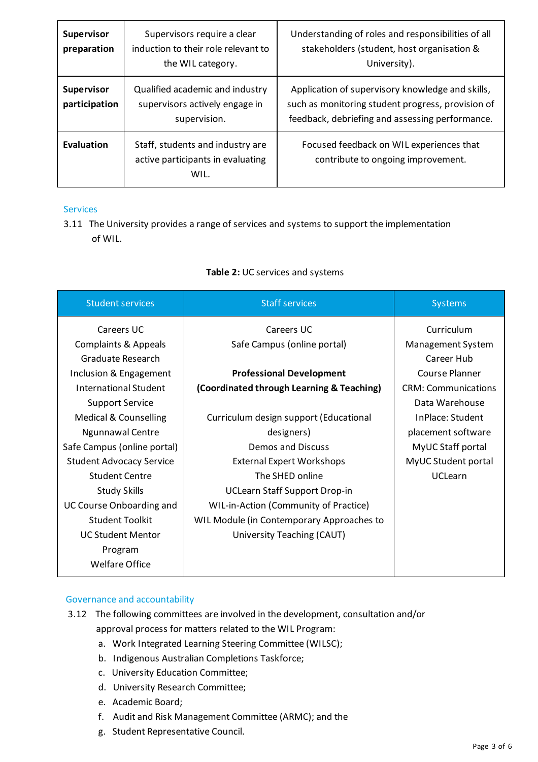| Supervisor preparation | Supervisors require a clear induction to their role relevant to the WIL category. | Understanding of roles and responsibilities of all stakeholders (student, host organisation & University). |
|---|---|---|
| **Supervisor participation** | Qualified academic and industry supervisors actively engage in supervision. | Application of supervisory knowledge and skills, such as monitoring student progress, provision of feedback, debriefing and assessing performance. |
| **Evaluation** | Staff, students and industry are active participants in evaluating WIL. | Focused feedback on WIL experiences that contribute to ongoing improvement. |

### Services

3.11 The University provides a range of services and systems to support the implementation of WIL.

**Table 2:** UC services and systems

| Student services | Staff services | Systems |
|---|---|---|
| Careers UC<br>Complaints & Appeals<br>Graduate Research<br>Inclusion & Engagement<br>International Student Support Service<br>Medical & Counselling<br>Ngunnawal Centre<br>Safe Campus (online portal)<br>Student Advocacy Service<br>Student Centre<br>Study Skills<br>UC Course Onboarding and Student Toolkit<br>UC Student Mentor Program<br>Welfare Office | Careers UC<br>Safe Campus (online portal)<br><br>**Professional Development (Coordinated through Learning & Teaching)**<br><br>Curriculum design support (Educational designers)<br>Demos and Discuss<br>External Expert Workshops<br>The SHED online<br>UCLearn Staff Support Drop-in<br>WIL-in-Action (Community of Practice)<br>WIL Module (in Contemporary Approaches to University Teaching (CAUT) | Curriculum Management System<br>Career Hub<br>Course Planner<br>CRM: Communications<br>Data Warehouse<br>InPlace: Student placement software<br>MyUC Staff portal<br>MyUC Student portal<br>UCLearn |

### Governance and accountability

3.12 The following committees are involved in the development, consultation and/or approval process for matters related to the WIL Program:

a. Work Integrated Learning Steering Committee (WILSC);
b. Indigenous Australian Completions Taskforce;
c. University Education Committee;
d. University Research Committee;
e. Academic Board;
f. Audit and Risk Management Committee (ARMC); and the
g. Student Representative Council.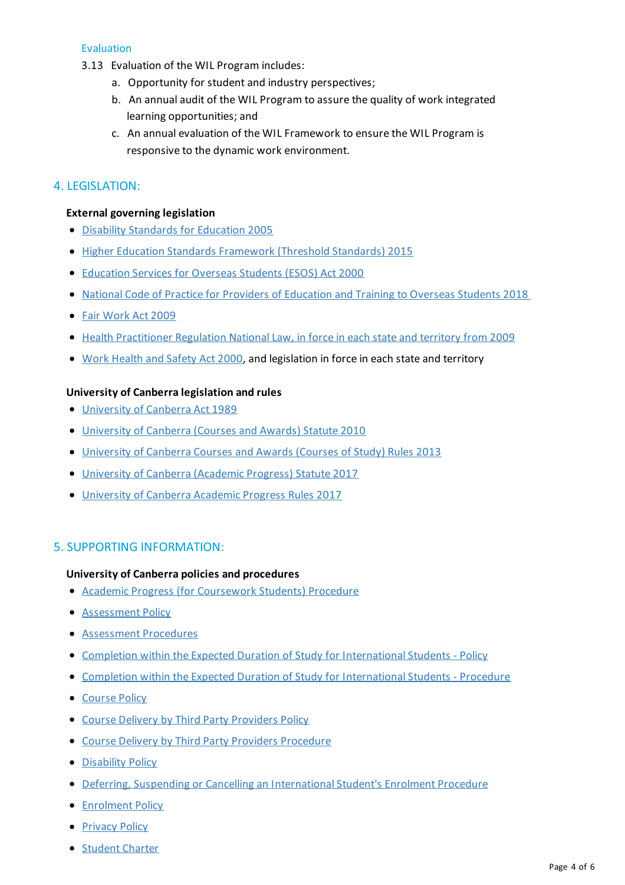### Evaluation

3.13 Evaluation of the WIL Program includes:

a. Opportunity for student and industry perspectives;

b. An annual audit of the WIL Program to assure the quality of work integrated learning opportunities; and

c. An annual evaluation of the WIL Framework to ensure the WIL Program is responsive to the dynamic work environment.

## 4. LEGISLATION:

**External governing legislation**

- Disability Standards for Education 2005
- Higher Education Standards Framework (Threshold Standards) 2015
- Education Services for Overseas Students (ESOS) Act 2000
- National Code of Practice for Providers of Education and Training to Overseas Students 2018
- Fair Work Act 2009
- Health Practitioner Regulation National Law, in force in each state and territory from 2009
- Work Health and Safety Act 2000, and legislation in force in each state and territory

**University of Canberra legislation and rules**

- University of Canberra Act 1989
- University of Canberra (Courses and Awards) Statute 2010
- University of Canberra Courses and Awards (Courses of Study) Rules 2013
- University of Canberra (Academic Progress) Statute 2017
- University of Canberra Academic Progress Rules 2017

## 5. SUPPORTING INFORMATION:

**University of Canberra policies and procedures**

- Academic Progress (for Coursework Students) Procedure
- Assessment Policy
- Assessment Procedures
- Completion within the Expected Duration of Study for International Students - Policy
- Completion within the Expected Duration of Study for International Students - Procedure
- Course Policy
- Course Delivery by Third Party Providers Policy
- Course Delivery by Third Party Providers Procedure
- Disability Policy
- Deferring, Suspending or Cancelling an International Student's Enrolment Procedure
- Enrolment Policy
- Privacy Policy
- Student Charter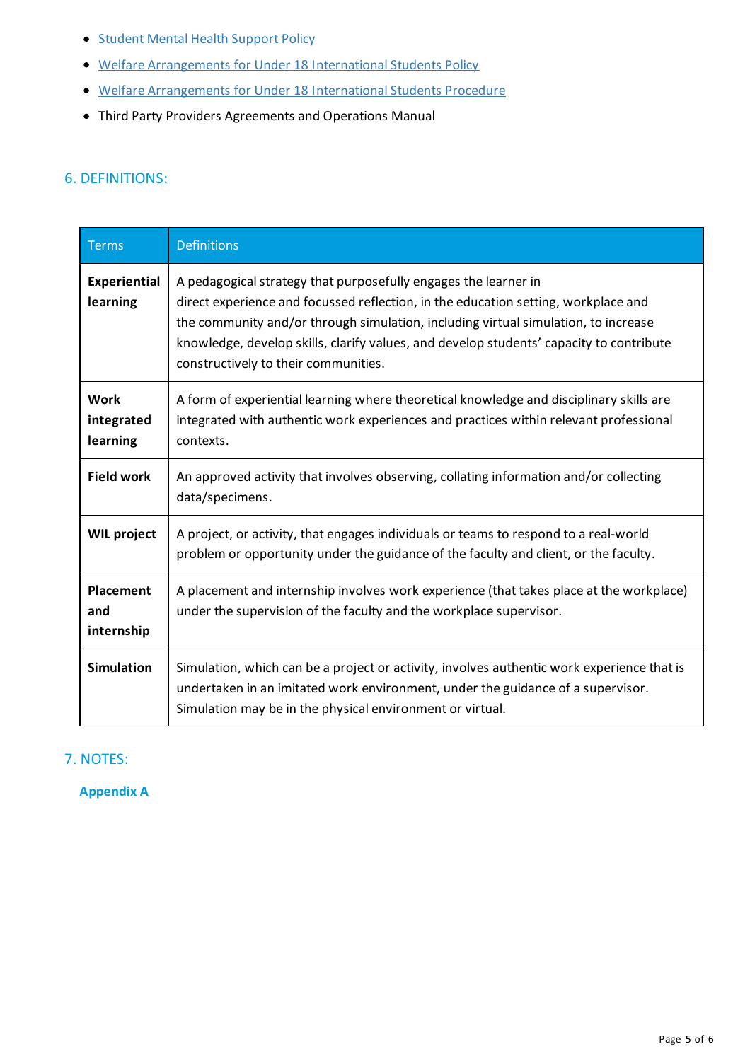- Student Mental Health Support Policy
- Welfare Arrangements for Under 18 International Students Policy
- Welfare Arrangements for Under 18 International Students Procedure
- Third Party Providers Agreements and Operations Manual

## 6. DEFINITIONS:

| Terms | Definitions |
|---|---|
| **Experiential learning** | A pedagogical strategy that purposefully engages the learner in direct experience and focussed reflection, in the education setting, workplace and the community and/or through simulation, including virtual simulation, to increase knowledge, develop skills, clarify values, and develop students' capacity to contribute constructively to their communities. |
| **Work integrated learning** | A form of experiential learning where theoretical knowledge and disciplinary skills are integrated with authentic work experiences and practices within relevant professional contexts. |
| **Field work** | An approved activity that involves observing, collating information and/or collecting data/specimens. |
| **WIL project** | A project, or activity, that engages individuals or teams to respond to a real-world problem or opportunity under the guidance of the faculty and client, or the faculty. |
| **Placement and internship** | A placement and internship involves work experience (that takes place at the workplace) under the supervision of the faculty and the workplace supervisor. |
| **Simulation** | Simulation, which can be a project or activity, involves authentic work experience that is undertaken in an imitated work environment, under the guidance of a supervisor. Simulation may be in the physical environment or virtual. |

## 7. NOTES:

**Appendix A**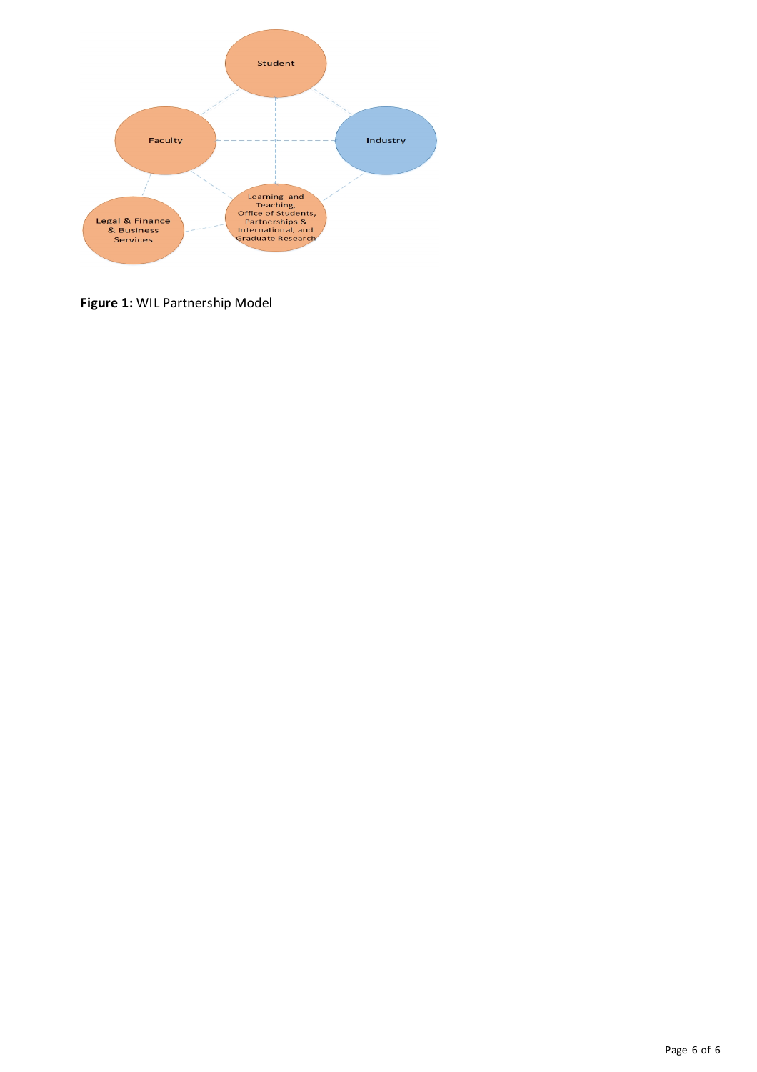Student

Faculty

Industry

Legal & Finance & Business Services

Learning and Teaching, Office of Students, Partnerships & International, and Graduate Research

**Figure 1:** WIL Partnership Model